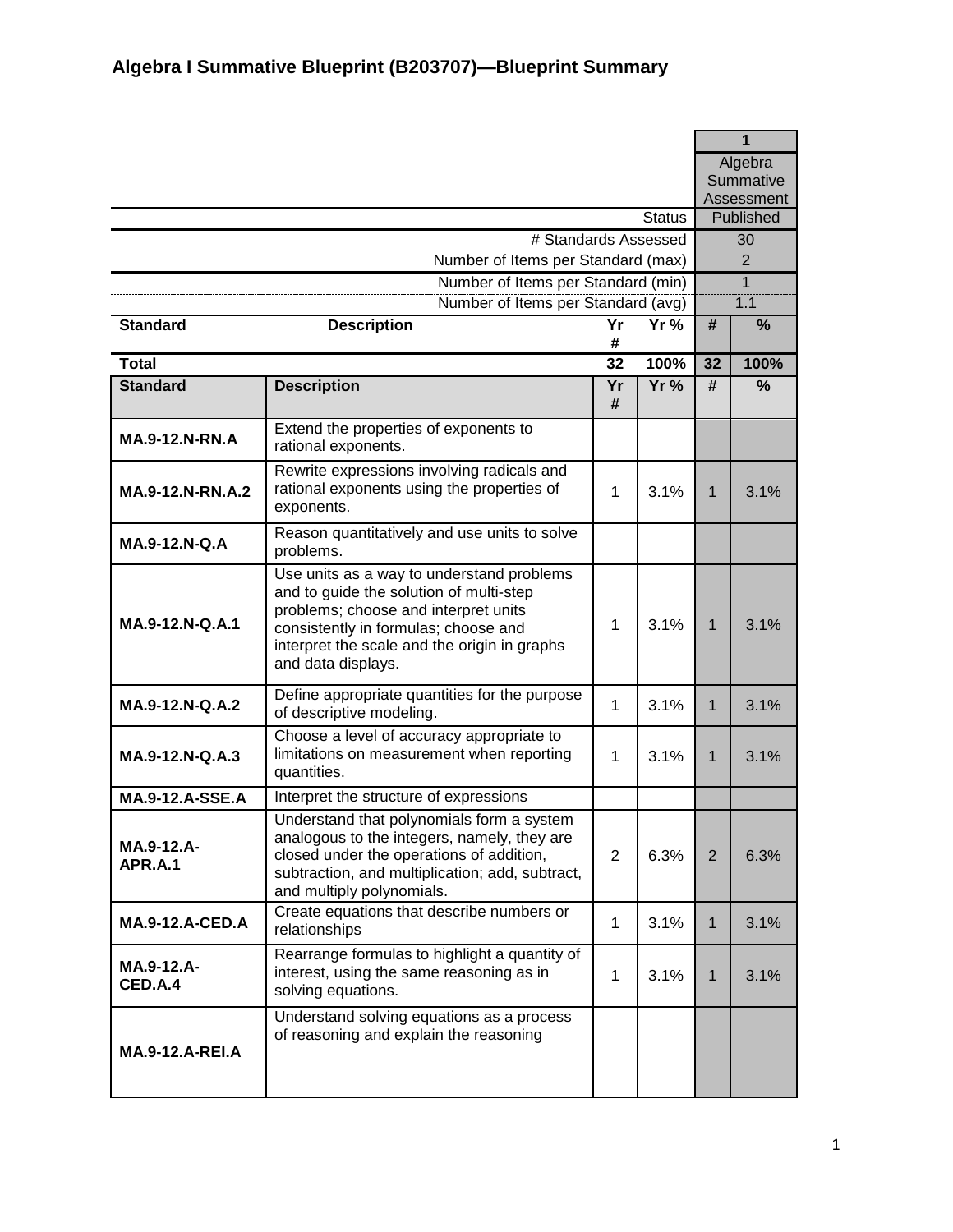# Algebra I Summative Blueprint (B203707)—Blueprint Summary

| | | | | 1 | |
|---|---|---|---|---|---|
| | | | | Algebra Summative Assessment | |
| | | | Status | Published | |
| | | | # Standards Assessed | 30 | |
| | | | Number of Items per Standard (max) | 2 | |
| | | | Number of Items per Standard (min) | 1 | |
| | | | Number of Items per Standard (avg) | 1.1 | |
| **Standard** | **Description** | **Yr #** | **Yr %** | **#** | **%** |
| **Total** | | **32** | **100%** | **32** | **100%** |

| Standard | Description | Yr # | Yr % | # | % |
|---|---|---|---|---|---|
| **MA.9-12.N-RN.A** | Extend the properties of exponents to rational exponents. | | | | |
| **MA.9-12.N-RN.A.2** | Rewrite expressions involving radicals and rational exponents using the properties of exponents. | 1 | 3.1% | 1 | 3.1% |
| **MA.9-12.N-Q.A** | Reason quantitatively and use units to solve problems. | | | | |
| **MA.9-12.N-Q.A.1** | Use units as a way to understand problems and to guide the solution of multi-step problems; choose and interpret units consistently in formulas; choose and interpret the scale and the origin in graphs and data displays. | 1 | 3.1% | 1 | 3.1% |
| **MA.9-12.N-Q.A.2** | Define appropriate quantities for the purpose of descriptive modeling. | 1 | 3.1% | 1 | 3.1% |
| **MA.9-12.N-Q.A.3** | Choose a level of accuracy appropriate to limitations on measurement when reporting quantities. | 1 | 3.1% | 1 | 3.1% |
| **MA.9-12.A-SSE.A** | Interpret the structure of expressions | | | | |
| **MA.9-12.A-APR.A.1** | Understand that polynomials form a system analogous to the integers, namely, they are closed under the operations of addition, subtraction, and multiplication; add, subtract, and multiply polynomials. | 2 | 6.3% | 2 | 6.3% |
| **MA.9-12.A-CED.A** | Create equations that describe numbers or relationships | 1 | 3.1% | 1 | 3.1% |
| **MA.9-12.A-CED.A.4** | Rearrange formulas to highlight a quantity of interest, using the same reasoning as in solving equations. | 1 | 3.1% | 1 | 3.1% |
| **MA.9-12.A-REI.A** | Understand solving equations as a process of reasoning and explain the reasoning | | | | |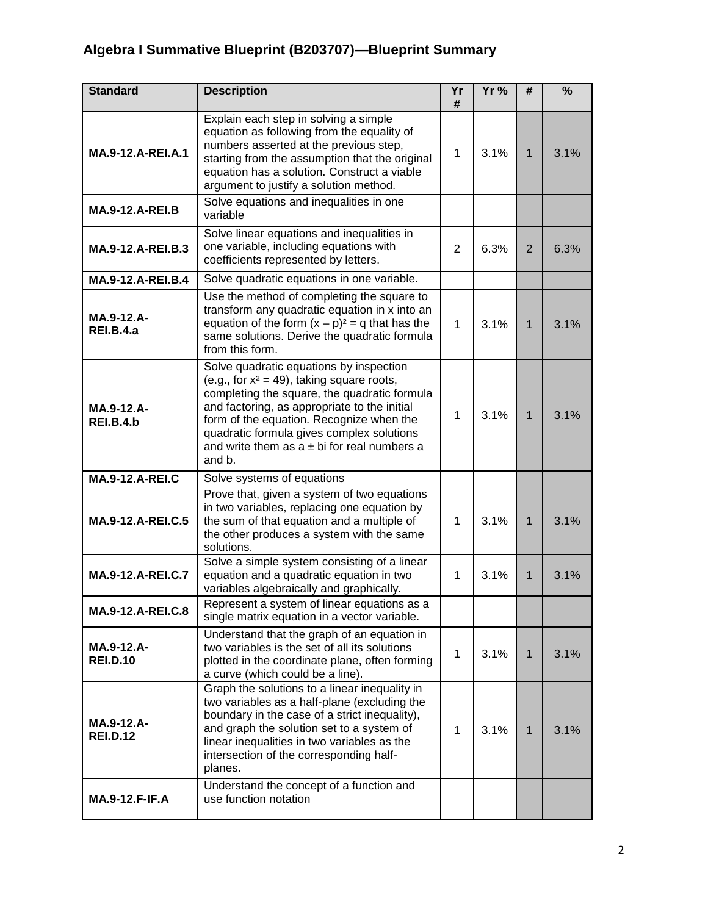## Algebra I Summative Blueprint (B203707)—Blueprint Summary

| Standard | Description | Yr # | Yr % | # | % |
|---|---|---|---|---|---|
| **MA.9-12.A-REI.A.1** | Explain each step in solving a simple equation as following from the equality of numbers asserted at the previous step, starting from the assumption that the original equation has a solution. Construct a viable argument to justify a solution method. | 1 | 3.1% | 1 | 3.1% |
| **MA.9-12.A-REI.B** | Solve equations and inequalities in one variable | | | | |
| **MA.9-12.A-REI.B.3** | Solve linear equations and inequalities in one variable, including equations with coefficients represented by letters. | 2 | 6.3% | 2 | 6.3% |
| **MA.9-12.A-REI.B.4** | Solve quadratic equations in one variable. | | | | |
| **MA.9-12.A-REI.B.4.a** | Use the method of completing the square to transform any quadratic equation in x into an equation of the form $(x – p)^2 = q$ that has the same solutions. Derive the quadratic formula from this form. | 1 | 3.1% | 1 | 3.1% |
| **MA.9-12.A-REI.B.4.b** | Solve quadratic equations by inspection (e.g., for $x^2 = 49$), taking square roots, completing the square, the quadratic formula and factoring, as appropriate to the initial form of the equation. Recognize when the quadratic formula gives complex solutions and write them as $a \pm bi$ for real numbers a and b. | 1 | 3.1% | 1 | 3.1% |
| **MA.9-12.A-REI.C** | Solve systems of equations | | | | |
| **MA.9-12.A-REI.C.5** | Prove that, given a system of two equations in two variables, replacing one equation by the sum of that equation and a multiple of the other produces a system with the same solutions. | 1 | 3.1% | 1 | 3.1% |
| **MA.9-12.A-REI.C.7** | Solve a simple system consisting of a linear equation and a quadratic equation in two variables algebraically and graphically. | 1 | 3.1% | 1 | 3.1% |
| **MA.9-12.A-REI.C.8** | Represent a system of linear equations as a single matrix equation in a vector variable. | | | | |
| **MA.9-12.A-REI.D.10** | Understand that the graph of an equation in two variables is the set of all its solutions plotted in the coordinate plane, often forming a curve (which could be a line). | 1 | 3.1% | 1 | 3.1% |
| **MA.9-12.A-REI.D.12** | Graph the solutions to a linear inequality in two variables as a half-plane (excluding the boundary in the case of a strict inequality), and graph the solution set to a system of linear inequalities in two variables as the intersection of the corresponding half-planes. | 1 | 3.1% | 1 | 3.1% |
| **MA.9-12.F-IF.A** | Understand the concept of a function and use function notation | | | | |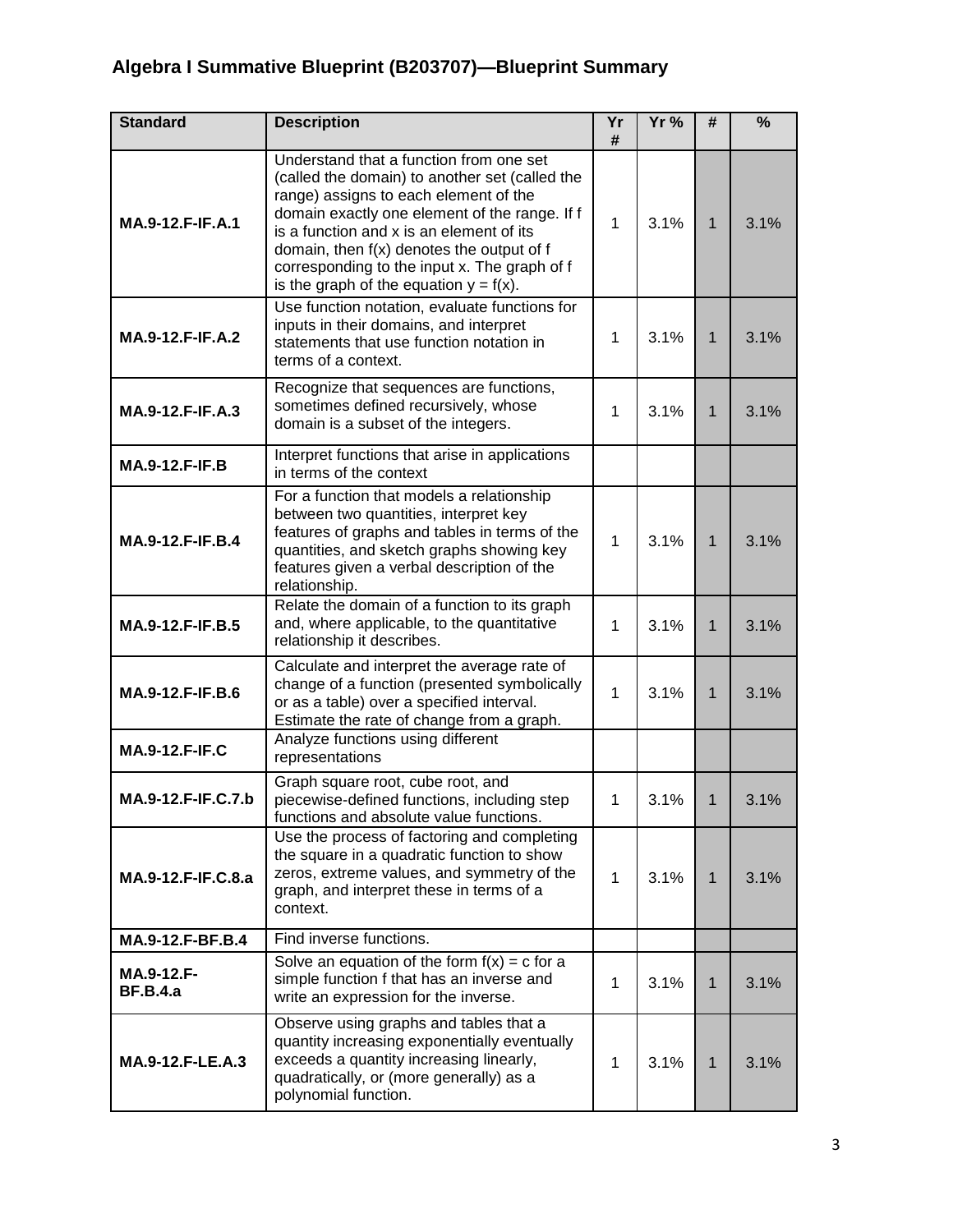## Algebra I Summative Blueprint (B203707)—Blueprint Summary

| Standard | Description | Yr # | Yr % | # | % |
|---|---|---|---|---|---|
| **MA.9-12.F-IF.A.1** | Understand that a function from one set (called the domain) to another set (called the range) assigns to each element of the domain exactly one element of the range. If f is a function and x is an element of its domain, then f(x) denotes the output of f corresponding to the input x. The graph of f is the graph of the equation y = f(x). | 1 | 3.1% | 1 | 3.1% |
| **MA.9-12.F-IF.A.2** | Use function notation, evaluate functions for inputs in their domains, and interpret statements that use function notation in terms of a context. | 1 | 3.1% | 1 | 3.1% |
| **MA.9-12.F-IF.A.3** | Recognize that sequences are functions, sometimes defined recursively, whose domain is a subset of the integers. | 1 | 3.1% | 1 | 3.1% |
| **MA.9-12.F-IF.B** | Interpret functions that arise in applications in terms of the context | | | | |
| **MA.9-12.F-IF.B.4** | For a function that models a relationship between two quantities, interpret key features of graphs and tables in terms of the quantities, and sketch graphs showing key features given a verbal description of the relationship. | 1 | 3.1% | 1 | 3.1% |
| **MA.9-12.F-IF.B.5** | Relate the domain of a function to its graph and, where applicable, to the quantitative relationship it describes. | 1 | 3.1% | 1 | 3.1% |
| **MA.9-12.F-IF.B.6** | Calculate and interpret the average rate of change of a function (presented symbolically or as a table) over a specified interval. Estimate the rate of change from a graph. | 1 | 3.1% | 1 | 3.1% |
| **MA.9-12.F-IF.C** | Analyze functions using different representations | | | | |
| **MA.9-12.F-IF.C.7.b** | Graph square root, cube root, and piecewise-defined functions, including step functions and absolute value functions. | 1 | 3.1% | 1 | 3.1% |
| **MA.9-12.F-IF.C.8.a** | Use the process of factoring and completing the square in a quadratic function to show zeros, extreme values, and symmetry of the graph, and interpret these in terms of a context. | 1 | 3.1% | 1 | 3.1% |
| **MA.9-12.F-BF.B.4** | Find inverse functions. | | | | |
| **MA.9-12.F-BF.B.4.a** | Solve an equation of the form f(x) = c for a simple function f that has an inverse and write an expression for the inverse. | 1 | 3.1% | 1 | 3.1% |
| **MA.9-12.F-LE.A.3** | Observe using graphs and tables that a quantity increasing exponentially eventually exceeds a quantity increasing linearly, quadratically, or (more generally) as a polynomial function. | 1 | 3.1% | 1 | 3.1% |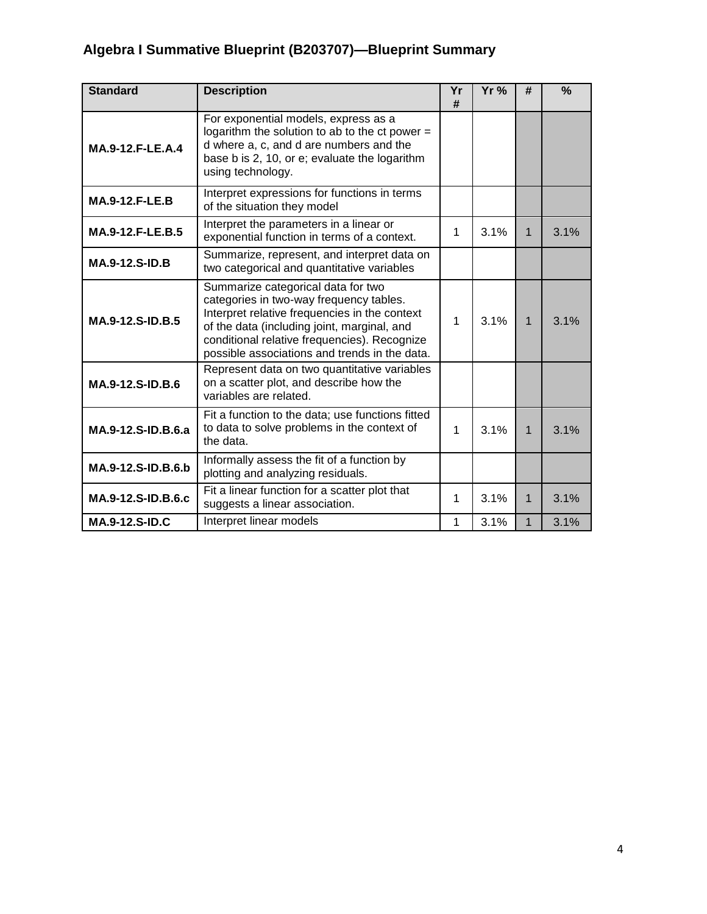## Algebra I Summative Blueprint (B203707)—Blueprint Summary

| Standard | Description | Yr # | Yr % | # | % |
|---|---|---|---|---|---|
| **MA.9-12.F-LE.A.4** | For exponential models, express as a logarithm the solution to ab to the ct power = d where a, c, and d are numbers and the base b is 2, 10, or e; evaluate the logarithm using technology. | | | | |
| **MA.9-12.F-LE.B** | Interpret expressions for functions in terms of the situation they model | | | | |
| **MA.9-12.F-LE.B.5** | Interpret the parameters in a linear or exponential function in terms of a context. | 1 | 3.1% | 1 | 3.1% |
| **MA.9-12.S-ID.B** | Summarize, represent, and interpret data on two categorical and quantitative variables | | | | |
| **MA.9-12.S-ID.B.5** | Summarize categorical data for two categories in two-way frequency tables. Interpret relative frequencies in the context of the data (including joint, marginal, and conditional relative frequencies). Recognize possible associations and trends in the data. | 1 | 3.1% | 1 | 3.1% |
| **MA.9-12.S-ID.B.6** | Represent data on two quantitative variables on a scatter plot, and describe how the variables are related. | | | | |
| **MA.9-12.S-ID.B.6.a** | Fit a function to the data; use functions fitted to data to solve problems in the context of the data. | 1 | 3.1% | 1 | 3.1% |
| **MA.9-12.S-ID.B.6.b** | Informally assess the fit of a function by plotting and analyzing residuals. | | | | |
| **MA.9-12.S-ID.B.6.c** | Fit a linear function for a scatter plot that suggests a linear association. | 1 | 3.1% | 1 | 3.1% |
| **MA.9-12.S-ID.C** | Interpret linear models | 1 | 3.1% | 1 | 3.1% |